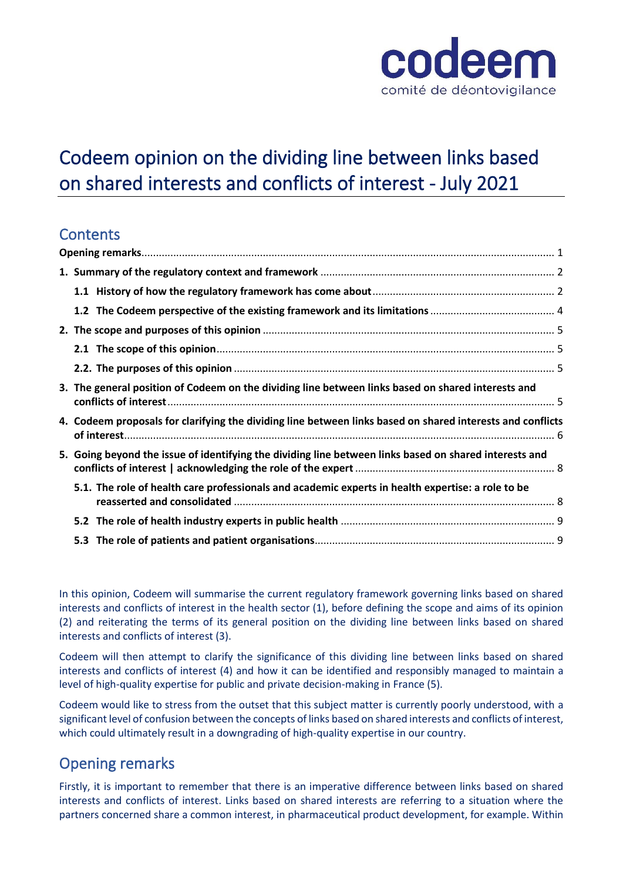codeem

comité de déontovigilance

# Codeem opinion on the dividing line between links based on shared interests and conflicts of interest - July 2021

## Contents

- **Opening remarks** ... 1
- **1. Summary of the regulatory context and framework** ... 2
  - **1.1 History of how the regulatory framework has come about** ... 2
  - **1.2 The Codeem perspective of the existing framework and its limitations** ... 4
- **2. The scope and purposes of this opinion** ... 5
  - **2.1 The scope of this opinion** ... 5
  - **2.2. The purposes of this opinion** ... 5
- **3. The general position of Codeem on the dividing line between links based on shared interests and conflicts of interest** ... 5
- **4. Codeem proposals for clarifying the dividing line between links based on shared interests and conflicts of interest** ... 6
- **5. Going beyond the issue of identifying the dividing line between links based on shared interests and conflicts of interest | acknowledging the role of the expert** ... 8
  - **5.1. The role of health care professionals and academic experts in health expertise: a role to be reasserted and consolidated** ... 8
  - **5.2 The role of health industry experts in public health** ... 9
  - **5.3 The role of patients and patient organisations** ... 9

In this opinion, Codeem will summarise the current regulatory framework governing links based on shared interests and conflicts of interest in the health sector (1), before defining the scope and aims of its opinion (2) and reiterating the terms of its general position on the dividing line between links based on shared interests and conflicts of interest (3).

Codeem will then attempt to clarify the significance of this dividing line between links based on shared interests and conflicts of interest (4) and how it can be identified and responsibly managed to maintain a level of high-quality expertise for public and private decision-making in France (5).

Codeem would like to stress from the outset that this subject matter is currently poorly understood, with a significant level of confusion between the concepts of links based on shared interests and conflicts of interest, which could ultimately result in a downgrading of high-quality expertise in our country.

## Opening remarks

Firstly, it is important to remember that there is an imperative difference between links based on shared interests and conflicts of interest. Links based on shared interests are referring to a situation where the partners concerned share a common interest, in pharmaceutical product development, for example. Within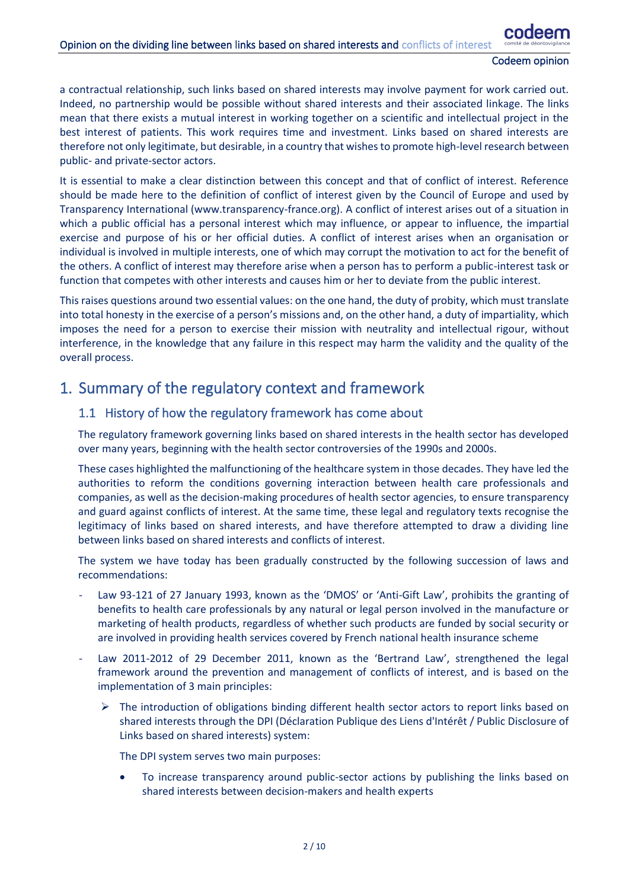a contractual relationship, such links based on shared interests may involve payment for work carried out. Indeed, no partnership would be possible without shared interests and their associated linkage. The links mean that there exists a mutual interest in working together on a scientific and intellectual project in the best interest of patients. This work requires time and investment. Links based on shared interests are therefore not only legitimate, but desirable, in a country that wishes to promote high-level research between public- and private-sector actors.

It is essential to make a clear distinction between this concept and that of conflict of interest. Reference should be made here to the definition of conflict of interest given by the Council of Europe and used by Transparency International (www.transparency-france.org). A conflict of interest arises out of a situation in which a public official has a personal interest which may influence, or appear to influence, the impartial exercise and purpose of his or her official duties. A conflict of interest arises when an organisation or individual is involved in multiple interests, one of which may corrupt the motivation to act for the benefit of the others. A conflict of interest may therefore arise when a person has to perform a public-interest task or function that competes with other interests and causes him or her to deviate from the public interest.

This raises questions around two essential values: on the one hand, the duty of probity, which must translate into total honesty in the exercise of a person's missions and, on the other hand, a duty of impartiality, which imposes the need for a person to exercise their mission with neutrality and intellectual rigour, without interference, in the knowledge that any failure in this respect may harm the validity and the quality of the overall process.

# 1. Summary of the regulatory context and framework

## 1.1 History of how the regulatory framework has come about

The regulatory framework governing links based on shared interests in the health sector has developed over many years, beginning with the health sector controversies of the 1990s and 2000s.

These cases highlighted the malfunctioning of the healthcare system in those decades. They have led the authorities to reform the conditions governing interaction between health care professionals and companies, as well as the decision-making procedures of health sector agencies, to ensure transparency and guard against conflicts of interest. At the same time, these legal and regulatory texts recognise the legitimacy of links based on shared interests, and have therefore attempted to draw a dividing line between links based on shared interests and conflicts of interest.

The system we have today has been gradually constructed by the following succession of laws and recommendations:

- Law 93-121 of 27 January 1993, known as the 'DMOS' or 'Anti-Gift Law', prohibits the granting of benefits to health care professionals by any natural or legal person involved in the manufacture or marketing of health products, regardless of whether such products are funded by social security or are involved in providing health services covered by French national health insurance scheme
- Law 2011-2012 of 29 December 2011, known as the 'Bertrand Law', strengthened the legal framework around the prevention and management of conflicts of interest, and is based on the implementation of 3 main principles:
  - The introduction of obligations binding different health sector actors to report links based on shared interests through the DPI (Déclaration Publique des Liens d'Intérêt / Public Disclosure of Links based on shared interests) system:

    The DPI system serves two main purposes:

    - To increase transparency around public-sector actions by publishing the links based on shared interests between decision-makers and health experts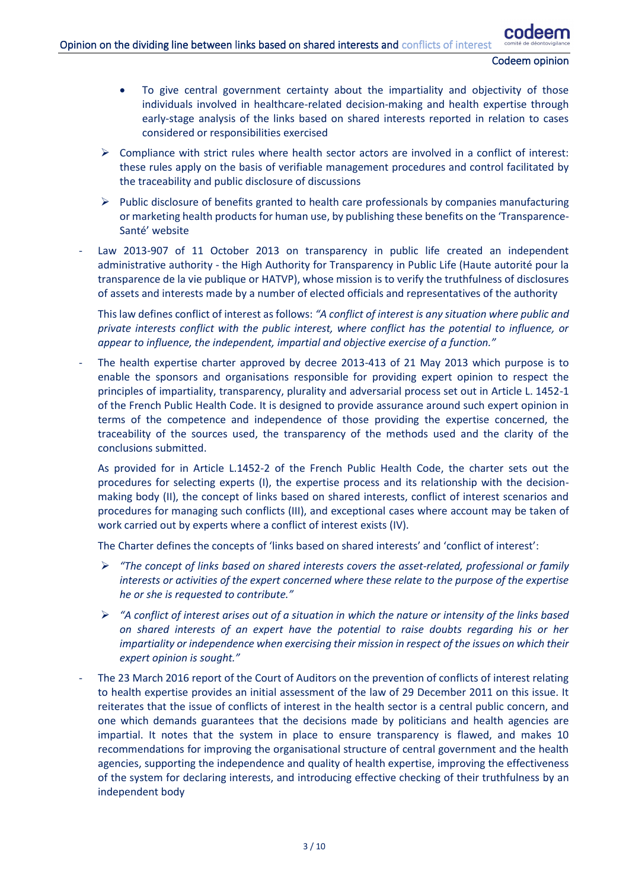- To give central government certainty about the impartiality and objectivity of those individuals involved in healthcare-related decision-making and health expertise through early-stage analysis of the links based on shared interests reported in relation to cases considered or responsibilities exercised

  - Compliance with strict rules where health sector actors are involved in a conflict of interest: these rules apply on the basis of verifiable management procedures and control facilitated by the traceability and public disclosure of discussions

  - Public disclosure of benefits granted to health care professionals by companies manufacturing or marketing health products for human use, by publishing these benefits on the 'Transparence-Santé' website

- Law 2013-907 of 11 October 2013 on transparency in public life created an independent administrative authority - the High Authority for Transparency in Public Life (Haute autorité pour la transparence de la vie publique or HATVP), whose mission is to verify the truthfulness of disclosures of assets and interests made by a number of elected officials and representatives of the authority

  This law defines conflict of interest as follows: *"A conflict of interest is any situation where public and private interests conflict with the public interest, where conflict has the potential to influence, or appear to influence, the independent, impartial and objective exercise of a function."*

- The health expertise charter approved by decree 2013-413 of 21 May 2013 which purpose is to enable the sponsors and organisations responsible for providing expert opinion to respect the principles of impartiality, transparency, plurality and adversarial process set out in Article L. 1452-1 of the French Public Health Code. It is designed to provide assurance around such expert opinion in terms of the competence and independence of those providing the expertise concerned, the traceability of the sources used, the transparency of the methods used and the clarity of the conclusions submitted.

  As provided for in Article L.1452-2 of the French Public Health Code, the charter sets out the procedures for selecting experts (I), the expertise process and its relationship with the decision-making body (II), the concept of links based on shared interests, conflict of interest scenarios and procedures for managing such conflicts (III), and exceptional cases where account may be taken of work carried out by experts where a conflict of interest exists (IV).

  The Charter defines the concepts of 'links based on shared interests' and 'conflict of interest':

  - *"The concept of links based on shared interests covers the asset-related, professional or family interests or activities of the expert concerned where these relate to the purpose of the expertise he or she is requested to contribute."*

  - *"A conflict of interest arises out of a situation in which the nature or intensity of the links based on shared interests of an expert have the potential to raise doubts regarding his or her impartiality or independence when exercising their mission in respect of the issues on which their expert opinion is sought."*

- The 23 March 2016 report of the Court of Auditors on the prevention of conflicts of interest relating to health expertise provides an initial assessment of the law of 29 December 2011 on this issue. It reiterates that the issue of conflicts of interest in the health sector is a central public concern, and one which demands guarantees that the decisions made by politicians and health agencies are impartial. It notes that the system in place to ensure transparency is flawed, and makes 10 recommendations for improving the organisational structure of central government and the health agencies, supporting the independence and quality of health expertise, improving the effectiveness of the system for declaring interests, and introducing effective checking of their truthfulness by an independent body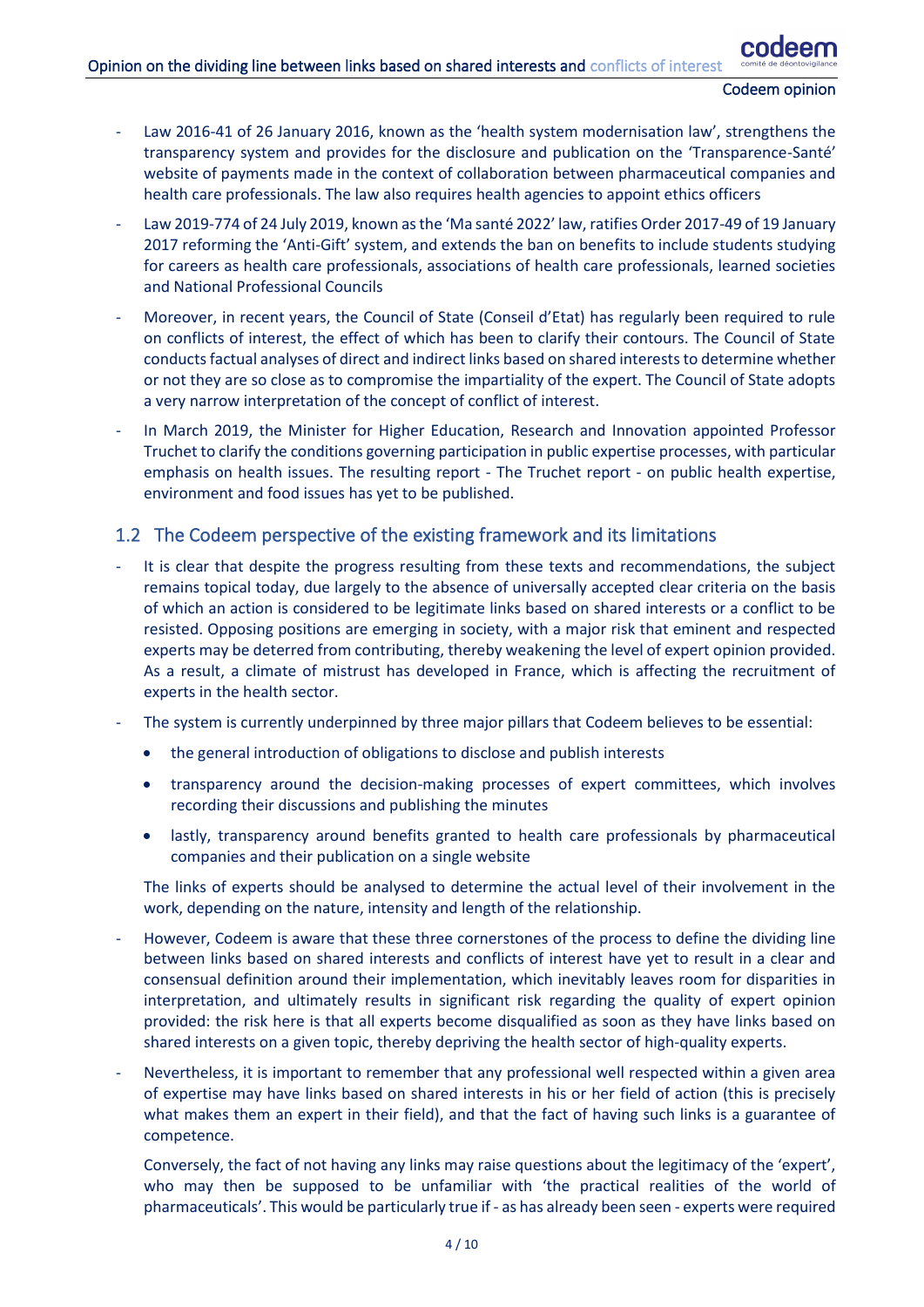- Law 2016-41 of 26 January 2016, known as the 'health system modernisation law', strengthens the transparency system and provides for the disclosure and publication on the 'Transparence-Santé' website of payments made in the context of collaboration between pharmaceutical companies and health care professionals. The law also requires health agencies to appoint ethics officers
- Law 2019-774 of 24 July 2019, known as the 'Ma santé 2022' law, ratifies Order 2017-49 of 19 January 2017 reforming the 'Anti-Gift' system, and extends the ban on benefits to include students studying for careers as health care professionals, associations of health care professionals, learned societies and National Professional Councils
- Moreover, in recent years, the Council of State (Conseil d'Etat) has regularly been required to rule on conflicts of interest, the effect of which has been to clarify their contours. The Council of State conducts factual analyses of direct and indirect links based on shared interests to determine whether or not they are so close as to compromise the impartiality of the expert. The Council of State adopts a very narrow interpretation of the concept of conflict of interest.
- In March 2019, the Minister for Higher Education, Research and Innovation appointed Professor Truchet to clarify the conditions governing participation in public expertise processes, with particular emphasis on health issues. The resulting report - The Truchet report - on public health expertise, environment and food issues has yet to be published.

## 1.2 The Codeem perspective of the existing framework and its limitations

- It is clear that despite the progress resulting from these texts and recommendations, the subject remains topical today, due largely to the absence of universally accepted clear criteria on the basis of which an action is considered to be legitimate links based on shared interests or a conflict to be resisted. Opposing positions are emerging in society, with a major risk that eminent and respected experts may be deterred from contributing, thereby weakening the level of expert opinion provided. As a result, a climate of mistrust has developed in France, which is affecting the recruitment of experts in the health sector.
- The system is currently underpinned by three major pillars that Codeem believes to be essential:
  - the general introduction of obligations to disclose and publish interests
  - transparency around the decision-making processes of expert committees, which involves recording their discussions and publishing the minutes
  - lastly, transparency around benefits granted to health care professionals by pharmaceutical companies and their publication on a single website

  The links of experts should be analysed to determine the actual level of their involvement in the work, depending on the nature, intensity and length of the relationship.
- However, Codeem is aware that these three cornerstones of the process to define the dividing line between links based on shared interests and conflicts of interest have yet to result in a clear and consensual definition around their implementation, which inevitably leaves room for disparities in interpretation, and ultimately results in significant risk regarding the quality of expert opinion provided: the risk here is that all experts become disqualified as soon as they have links based on shared interests on a given topic, thereby depriving the health sector of high-quality experts.
- Nevertheless, it is important to remember that any professional well respected within a given area of expertise may have links based on shared interests in his or her field of action (this is precisely what makes them an expert in their field), and that the fact of having such links is a guarantee of competence.

  Conversely, the fact of not having any links may raise questions about the legitimacy of the 'expert', who may then be supposed to be unfamiliar with 'the practical realities of the world of pharmaceuticals'. This would be particularly true if - as has already been seen - experts were required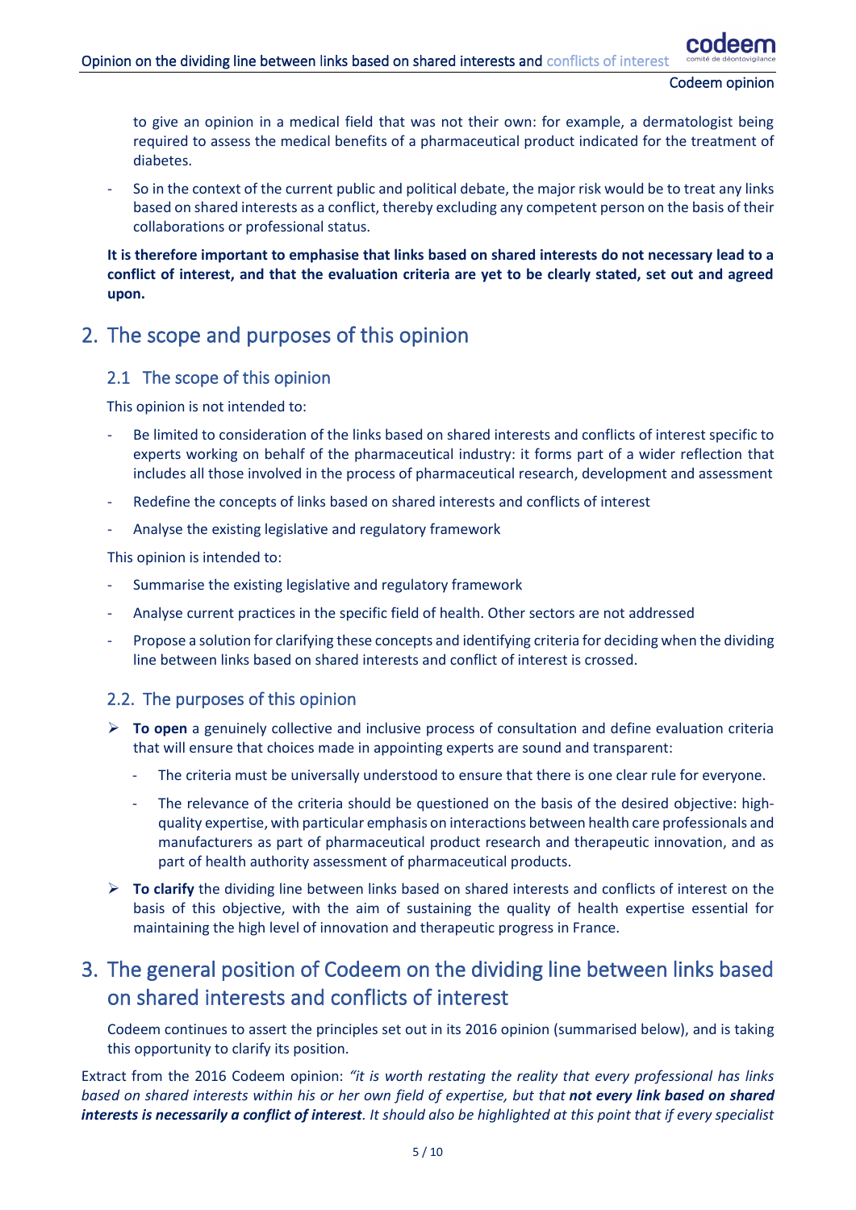to give an opinion in a medical field that was not their own: for example, a dermatologist being required to assess the medical benefits of a pharmaceutical product indicated for the treatment of diabetes.

- So in the context of the current public and political debate, the major risk would be to treat any links based on shared interests as a conflict, thereby excluding any competent person on the basis of their collaborations or professional status.

**It is therefore important to emphasise that links based on shared interests do not necessary lead to a conflict of interest, and that the evaluation criteria are yet to be clearly stated, set out and agreed upon.**

## 2. The scope and purposes of this opinion

### 2.1 The scope of this opinion

This opinion is not intended to:

- Be limited to consideration of the links based on shared interests and conflicts of interest specific to experts working on behalf of the pharmaceutical industry: it forms part of a wider reflection that includes all those involved in the process of pharmaceutical research, development and assessment
- Redefine the concepts of links based on shared interests and conflicts of interest
- Analyse the existing legislative and regulatory framework

This opinion is intended to:

- Summarise the existing legislative and regulatory framework
- Analyse current practices in the specific field of health. Other sectors are not addressed
- Propose a solution for clarifying these concepts and identifying criteria for deciding when the dividing line between links based on shared interests and conflict of interest is crossed.

### 2.2. The purposes of this opinion

- **To open** a genuinely collective and inclusive process of consultation and define evaluation criteria that will ensure that choices made in appointing experts are sound and transparent:
  - The criteria must be universally understood to ensure that there is one clear rule for everyone.
  - The relevance of the criteria should be questioned on the basis of the desired objective: high-quality expertise, with particular emphasis on interactions between health care professionals and manufacturers as part of pharmaceutical product research and therapeutic innovation, and as part of health authority assessment of pharmaceutical products.
- **To clarify** the dividing line between links based on shared interests and conflicts of interest on the basis of this objective, with the aim of sustaining the quality of health expertise essential for maintaining the high level of innovation and therapeutic progress in France.

## 3. The general position of Codeem on the dividing line between links based on shared interests and conflicts of interest

Codeem continues to assert the principles set out in its 2016 opinion (summarised below), and is taking this opportunity to clarify its position.

Extract from the 2016 Codeem opinion: *"it is worth restating the reality that every professional has links based on shared interests within his or her own field of expertise, but that **not every link based on shared interests is necessarily a conflict of interest**. It should also be highlighted at this point that if every specialist*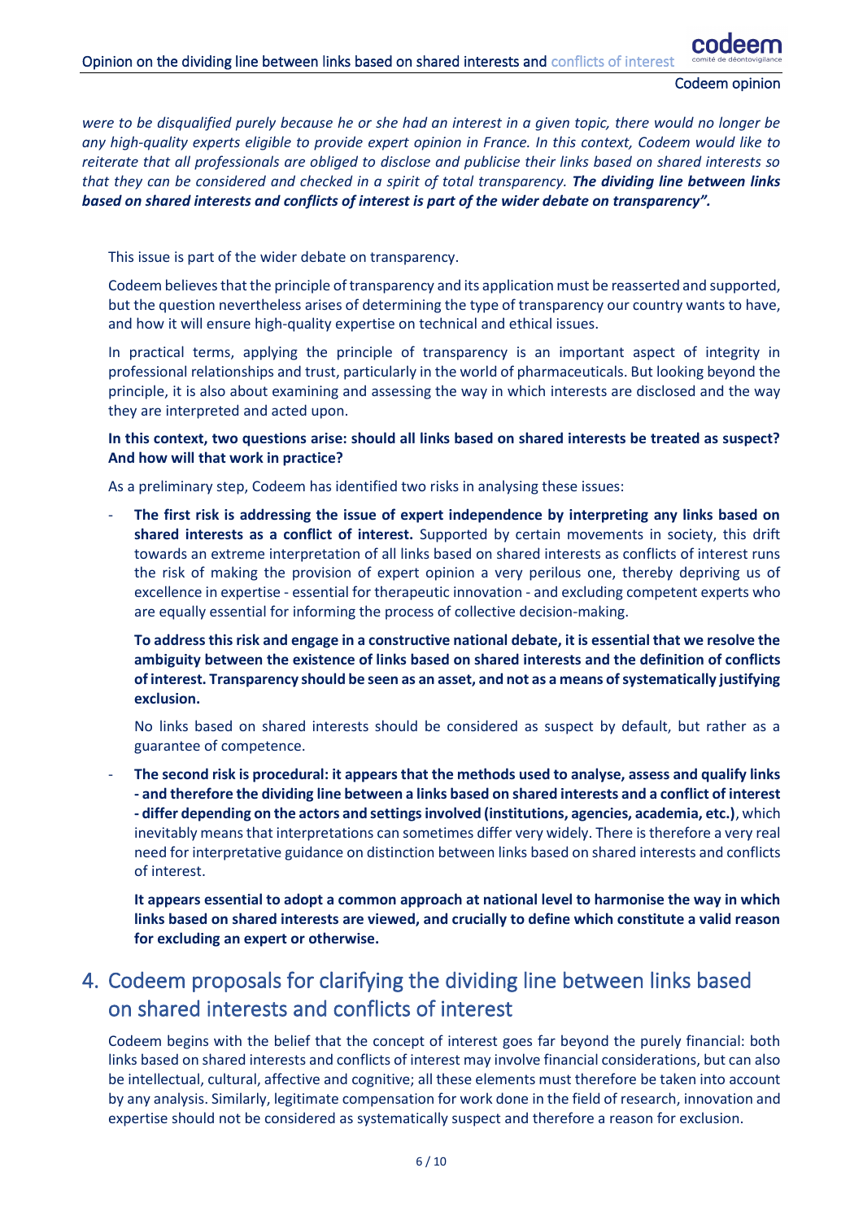*were to be disqualified purely because he or she had an interest in a given topic, there would no longer be any high-quality experts eligible to provide expert opinion in France. In this context, Codeem would like to reiterate that all professionals are obliged to disclose and publicise their links based on shared interests so that they can be considered and checked in a spirit of total transparency.* ***The dividing line between links based on shared interests and conflicts of interest is part of the wider debate on transparency".***

This issue is part of the wider debate on transparency.

Codeem believes that the principle of transparency and its application must be reasserted and supported, but the question nevertheless arises of determining the type of transparency our country wants to have, and how it will ensure high-quality expertise on technical and ethical issues.

In practical terms, applying the principle of transparency is an important aspect of integrity in professional relationships and trust, particularly in the world of pharmaceuticals. But looking beyond the principle, it is also about examining and assessing the way in which interests are disclosed and the way they are interpreted and acted upon.

**In this context, two questions arise: should all links based on shared interests be treated as suspect? And how will that work in practice?**

As a preliminary step, Codeem has identified two risks in analysing these issues:

- **The first risk is addressing the issue of expert independence by interpreting any links based on shared interests as a conflict of interest.** Supported by certain movements in society, this drift towards an extreme interpretation of all links based on shared interests as conflicts of interest runs the risk of making the provision of expert opinion a very perilous one, thereby depriving us of excellence in expertise - essential for therapeutic innovation - and excluding competent experts who are equally essential for informing the process of collective decision-making.

  **To address this risk and engage in a constructive national debate, it is essential that we resolve the ambiguity between the existence of links based on shared interests and the definition of conflicts of interest. Transparency should be seen as an asset, and not as a means of systematically justifying exclusion.**

  No links based on shared interests should be considered as suspect by default, but rather as a guarantee of competence.

- **The second risk is procedural: it appears that the methods used to analyse, assess and qualify links - and therefore the dividing line between a links based on shared interests and a conflict of interest - differ depending on the actors and settings involved (institutions, agencies, academia, etc.)**, which inevitably means that interpretations can sometimes differ very widely. There is therefore a very real need for interpretative guidance on distinction between links based on shared interests and conflicts of interest.

  **It appears essential to adopt a common approach at national level to harmonise the way in which links based on shared interests are viewed, and crucially to define which constitute a valid reason for excluding an expert or otherwise.**

## 4. Codeem proposals for clarifying the dividing line between links based on shared interests and conflicts of interest

Codeem begins with the belief that the concept of interest goes far beyond the purely financial: both links based on shared interests and conflicts of interest may involve financial considerations, but can also be intellectual, cultural, affective and cognitive; all these elements must therefore be taken into account by any analysis. Similarly, legitimate compensation for work done in the field of research, innovation and expertise should not be considered as systematically suspect and therefore a reason for exclusion.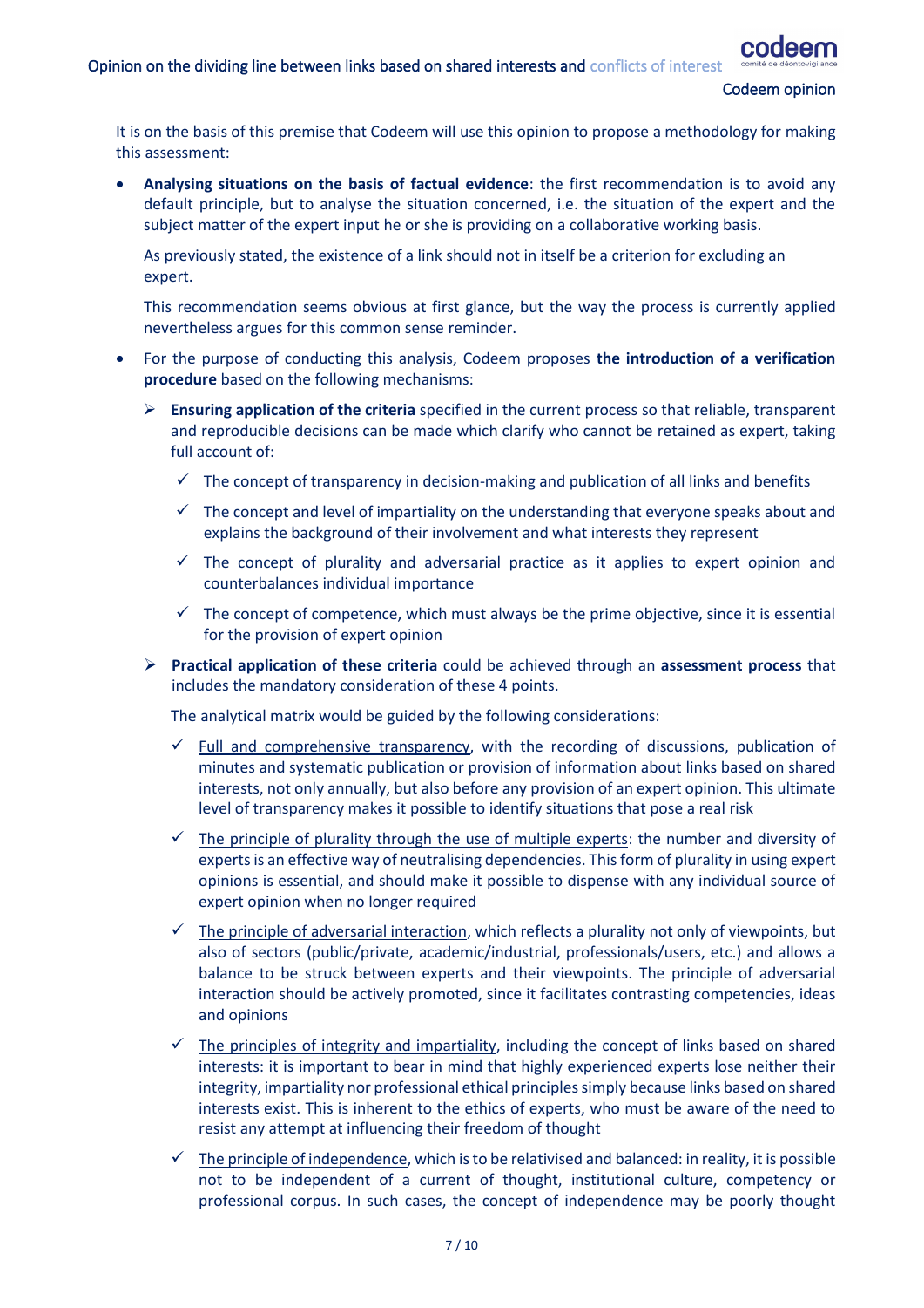It is on the basis of this premise that Codeem will use this opinion to propose a methodology for making this assessment:

- **Analysing situations on the basis of factual evidence**: the first recommendation is to avoid any default principle, but to analyse the situation concerned, i.e. the situation of the expert and the subject matter of the expert input he or she is providing on a collaborative working basis.

  As previously stated, the existence of a link should not in itself be a criterion for excluding an expert.

  This recommendation seems obvious at first glance, but the way the process is currently applied nevertheless argues for this common sense reminder.

- For the purpose of conducting this analysis, Codeem proposes **the introduction of a verification procedure** based on the following mechanisms:

  - **Ensuring application of the criteria** specified in the current process so that reliable, transparent and reproducible decisions can be made which clarify who cannot be retained as expert, taking full account of:

    - ✓ The concept of transparency in decision-making and publication of all links and benefits
    - ✓ The concept and level of impartiality on the understanding that everyone speaks about and explains the background of their involvement and what interests they represent
    - ✓ The concept of plurality and adversarial practice as it applies to expert opinion and counterbalances individual importance
    - ✓ The concept of competence, which must always be the prime objective, since it is essential for the provision of expert opinion

  - **Practical application of these criteria** could be achieved through an **assessment process** that includes the mandatory consideration of these 4 points.

    The analytical matrix would be guided by the following considerations:

    - ✓ Full and comprehensive transparency, with the recording of discussions, publication of minutes and systematic publication or provision of information about links based on shared interests, not only annually, but also before any provision of an expert opinion. This ultimate level of transparency makes it possible to identify situations that pose a real risk
    - ✓ The principle of plurality through the use of multiple experts: the number and diversity of experts is an effective way of neutralising dependencies. This form of plurality in using expert opinions is essential, and should make it possible to dispense with any individual source of expert opinion when no longer required
    - ✓ The principle of adversarial interaction, which reflects a plurality not only of viewpoints, but also of sectors (public/private, academic/industrial, professionals/users, etc.) and allows a balance to be struck between experts and their viewpoints. The principle of adversarial interaction should be actively promoted, since it facilitates contrasting competencies, ideas and opinions
    - ✓ The principles of integrity and impartiality, including the concept of links based on shared interests: it is important to bear in mind that highly experienced experts lose neither their integrity, impartiality nor professional ethical principles simply because links based on shared interests exist. This is inherent to the ethics of experts, who must be aware of the need to resist any attempt at influencing their freedom of thought
    - ✓ The principle of independence, which is to be relativised and balanced: in reality, it is possible not to be independent of a current of thought, institutional culture, competency or professional corpus. In such cases, the concept of independence may be poorly thought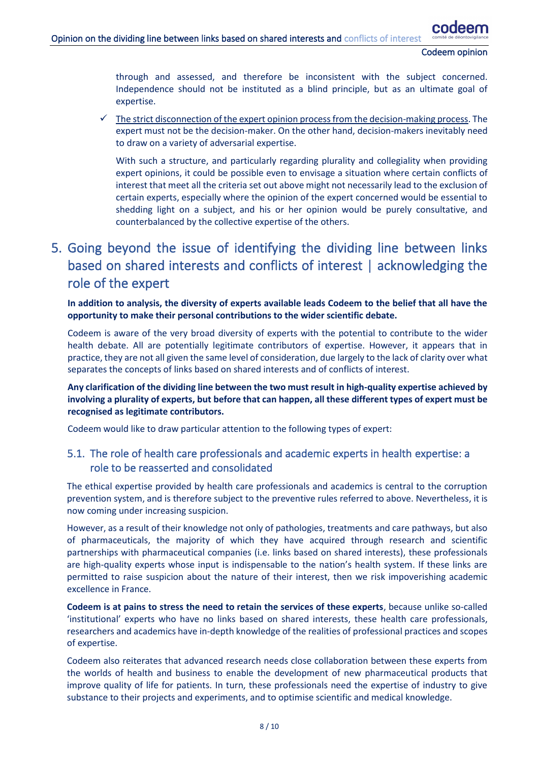through and assessed, and therefore be inconsistent with the subject concerned. Independence should not be instituted as a blind principle, but as an ultimate goal of expertise.

- ✓ The strict disconnection of the expert opinion process from the decision-making process. The expert must not be the decision-maker. On the other hand, decision-makers inevitably need to draw on a variety of adversarial expertise.

  With such a structure, and particularly regarding plurality and collegiality when providing expert opinions, it could be possible even to envisage a situation where certain conflicts of interest that meet all the criteria set out above might not necessarily lead to the exclusion of certain experts, especially where the opinion of the expert concerned would be essential to shedding light on a subject, and his or her opinion would be purely consultative, and counterbalanced by the collective expertise of the others.

# 5. Going beyond the issue of identifying the dividing line between links based on shared interests and conflicts of interest | acknowledging the role of the expert

**In addition to analysis, the diversity of experts available leads Codeem to the belief that all have the opportunity to make their personal contributions to the wider scientific debate.**

Codeem is aware of the very broad diversity of experts with the potential to contribute to the wider health debate. All are potentially legitimate contributors of expertise. However, it appears that in practice, they are not all given the same level of consideration, due largely to the lack of clarity over what separates the concepts of links based on shared interests and of conflicts of interest.

**Any clarification of the dividing line between the two must result in high-quality expertise achieved by involving a plurality of experts, but before that can happen, all these different types of expert must be recognised as legitimate contributors.**

Codeem would like to draw particular attention to the following types of expert:

## 5.1. The role of health care professionals and academic experts in health expertise: a role to be reasserted and consolidated

The ethical expertise provided by health care professionals and academics is central to the corruption prevention system, and is therefore subject to the preventive rules referred to above. Nevertheless, it is now coming under increasing suspicion.

However, as a result of their knowledge not only of pathologies, treatments and care pathways, but also of pharmaceuticals, the majority of which they have acquired through research and scientific partnerships with pharmaceutical companies (i.e. links based on shared interests), these professionals are high-quality experts whose input is indispensable to the nation's health system. If these links are permitted to raise suspicion about the nature of their interest, then we risk impoverishing academic excellence in France.

**Codeem is at pains to stress the need to retain the services of these experts**, because unlike so-called 'institutional' experts who have no links based on shared interests, these health care professionals, researchers and academics have in-depth knowledge of the realities of professional practices and scopes of expertise.

Codeem also reiterates that advanced research needs close collaboration between these experts from the worlds of health and business to enable the development of new pharmaceutical products that improve quality of life for patients. In turn, these professionals need the expertise of industry to give substance to their projects and experiments, and to optimise scientific and medical knowledge.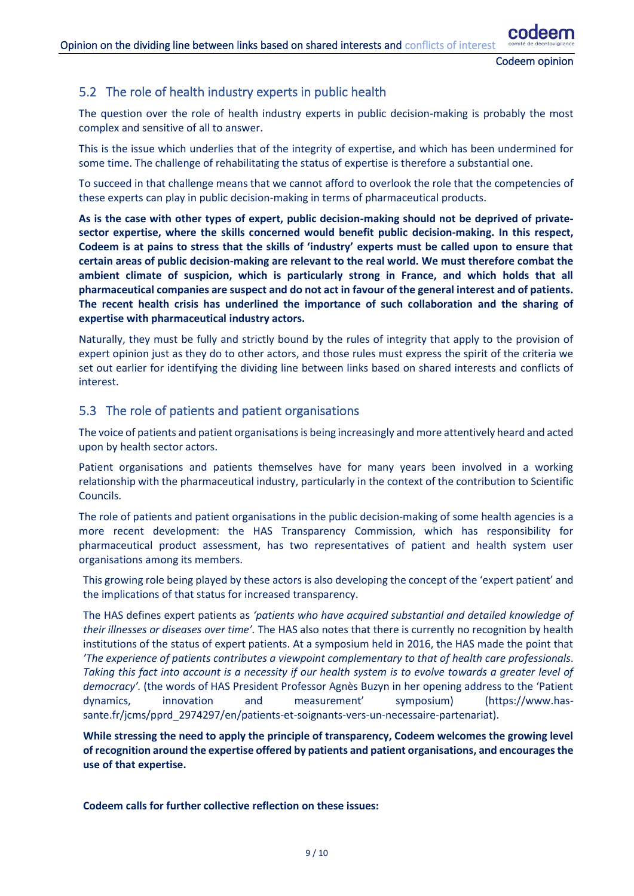## 5.2 The role of health industry experts in public health

The question over the role of health industry experts in public decision-making is probably the most complex and sensitive of all to answer.

This is the issue which underlies that of the integrity of expertise, and which has been undermined for some time. The challenge of rehabilitating the status of expertise is therefore a substantial one.

To succeed in that challenge means that we cannot afford to overlook the role that the competencies of these experts can play in public decision-making in terms of pharmaceutical products.

**As is the case with other types of expert, public decision-making should not be deprived of private-sector expertise, where the skills concerned would benefit public decision-making. In this respect, Codeem is at pains to stress that the skills of 'industry' experts must be called upon to ensure that certain areas of public decision-making are relevant to the real world. We must therefore combat the ambient climate of suspicion, which is particularly strong in France, and which holds that all pharmaceutical companies are suspect and do not act in favour of the general interest and of patients. The recent health crisis has underlined the importance of such collaboration and the sharing of expertise with pharmaceutical industry actors.**

Naturally, they must be fully and strictly bound by the rules of integrity that apply to the provision of expert opinion just as they do to other actors, and those rules must express the spirit of the criteria we set out earlier for identifying the dividing line between links based on shared interests and conflicts of interest.

## 5.3 The role of patients and patient organisations

The voice of patients and patient organisations is being increasingly and more attentively heard and acted upon by health sector actors.

Patient organisations and patients themselves have for many years been involved in a working relationship with the pharmaceutical industry, particularly in the context of the contribution to Scientific Councils.

The role of patients and patient organisations in the public decision-making of some health agencies is a more recent development: the HAS Transparency Commission, which has responsibility for pharmaceutical product assessment, has two representatives of patient and health system user organisations among its members.

This growing role being played by these actors is also developing the concept of the 'expert patient' and the implications of that status for increased transparency.

The HAS defines expert patients as *'patients who have acquired substantial and detailed knowledge of their illnesses or diseases over time'.* The HAS also notes that there is currently no recognition by health institutions of the status of expert patients. At a symposium held in 2016, the HAS made the point that *'The experience of patients contributes a viewpoint complementary to that of health care professionals. Taking this fact into account is a necessity if our health system is to evolve towards a greater level of democracy'.* (the words of HAS President Professor Agnès Buzyn in her opening address to the 'Patient dynamics, innovation and measurement' symposium) (https://www.has-sante.fr/jcms/pprd_2974297/en/patients-et-soignants-vers-un-necessaire-partenariat).

**While stressing the need to apply the principle of transparency, Codeem welcomes the growing level of recognition around the expertise offered by patients and patient organisations, and encourages the use of that expertise.**

**Codeem calls for further collective reflection on these issues:**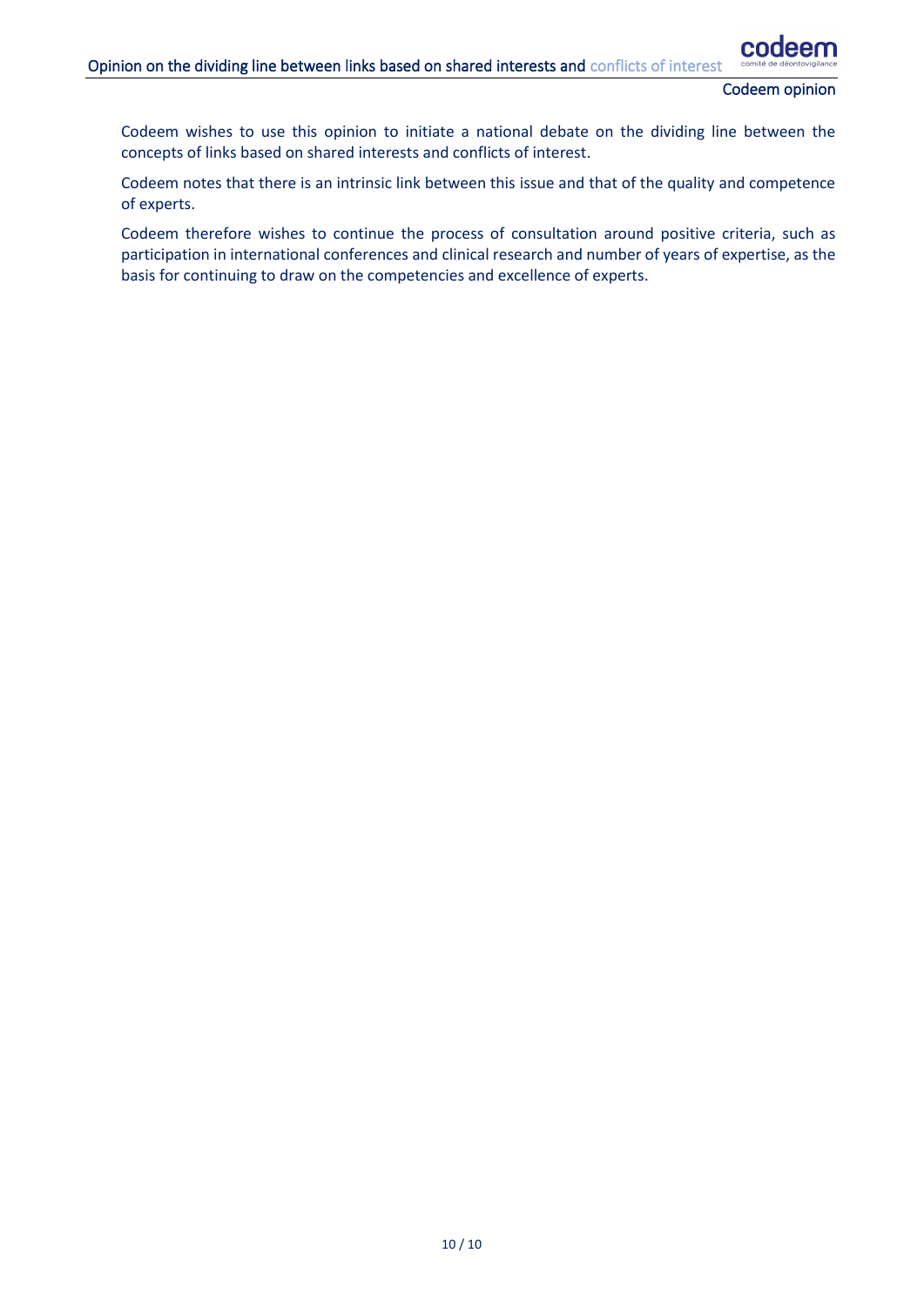Codeem wishes to use this opinion to initiate a national debate on the dividing line between the concepts of links based on shared interests and conflicts of interest.

Codeem notes that there is an intrinsic link between this issue and that of the quality and competence of experts.

Codeem therefore wishes to continue the process of consultation around positive criteria, such as participation in international conferences and clinical research and number of years of expertise, as the basis for continuing to draw on the competencies and excellence of experts.